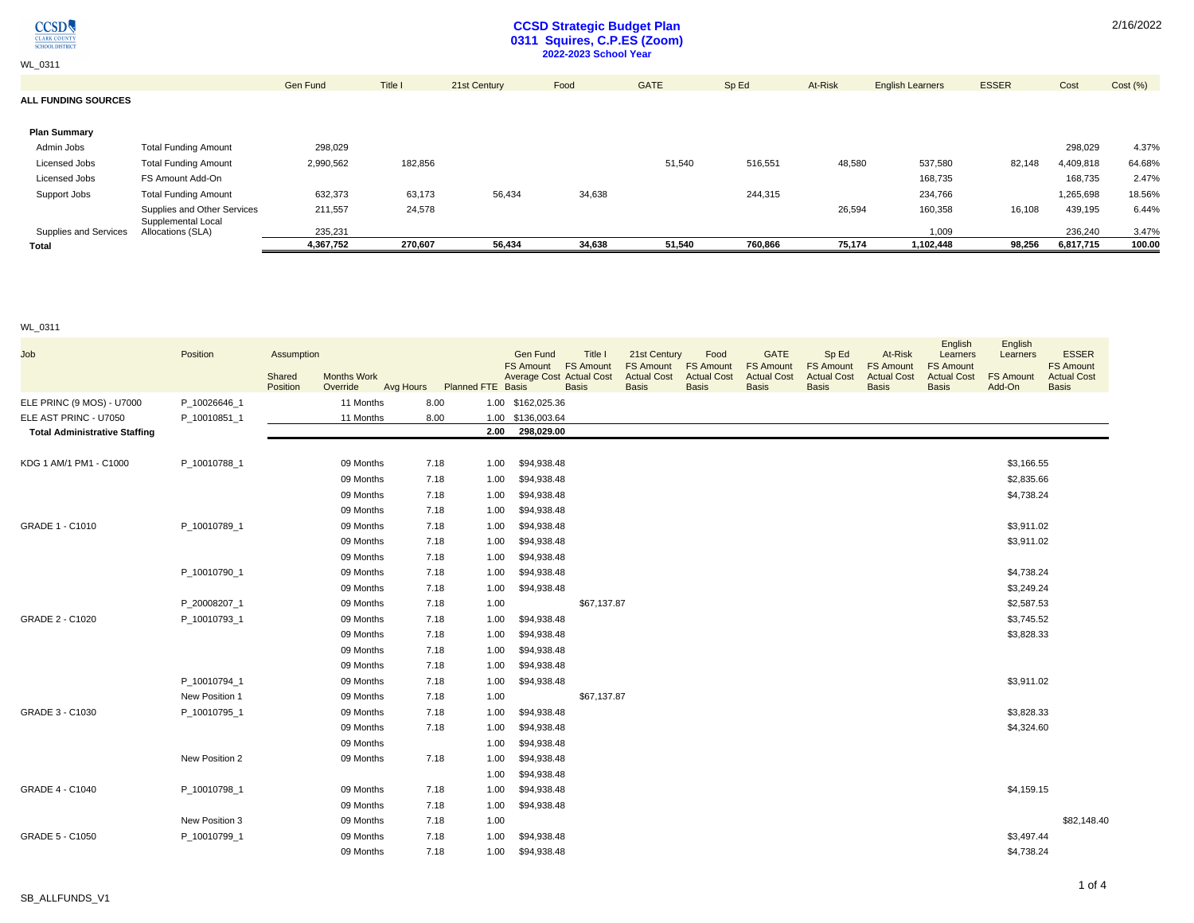CCSD CLARK COUNTY SCHOOL DISTRICT

WL_0311

# CCSD Strategic Budget Plan
## 0311 Squires, C.P.ES (Zoom)
### 2022-2023 School Year

2/16/2022

**ALL FUNDING SOURCES**

| | | Gen Fund | Title I | 21st Century | Food | GATE | Sp Ed | At-Risk | English Learners | ESSER | Cost | Cost (%) |
|---|---|---|---|---|---|---|---|---|---|---|---|---|
| **Plan Summary** | | | | | | | | | | | | |
| Admin Jobs | Total Funding Amount | 298,029 | | | | | | | | | 298,029 | 4.37% |
| Licensed Jobs | Total Funding Amount | 2,990,562 | 182,856 | | | 51,540 | 516,551 | 48,580 | 537,580 | 82,148 | 4,409,818 | 64.68% |
| Licensed Jobs | FS Amount Add-On | | | | | | | | 168,735 | | 168,735 | 2.47% |
| Support Jobs | Total Funding Amount | 632,373 | 63,173 | 56,434 | 34,638 | | 244,315 | | 234,766 | | 1,265,698 | 18.56% |
| | Supplies and Other Services | 211,557 | 24,578 | | | | | 26,594 | 160,358 | 16,108 | 439,195 | 6.44% |
| Supplies and Services | Supplemental Local Allocations (SLA) | 235,231 | | | | | | | 1,009 | | 236,240 | 3.47% |
| **Total** | | **4,367,752** | **270,607** | **56,434** | **34,638** | **51,540** | **760,866** | **75,174** | **1,102,448** | **98,256** | **6,817,715** | **100.00** |

WL_0311

| Job | Position | Assumption Shared Position | Months Work Override | Avg Hours | Planned FTE | Gen Fund FS Amount Average Cost Basis | Title I FS Amount Actual Cost Basis | 21st Century FS Amount Actual Cost Basis | Food FS Amount Actual Cost Basis | GATE FS Amount Actual Cost Basis | Sp Ed FS Amount Actual Cost Basis | At-Risk FS Amount Actual Cost Basis | English Learners FS Amount Actual Cost Basis | English Learners FS Amount Add-On | ESSER FS Amount Actual Cost Basis |
|---|---|---|---|---|---|---|---|---|---|---|---|---|---|---|---|
| ELE PRINC (9 MOS) - U7000 | P_10026646_1 | | 11 Months | 8.00 | 1.00 | $162,025.36 | | | | | | | | | |
| ELE AST PRINC - U7050 | P_10010851_1 | | 11 Months | 8.00 | 1.00 | $136,003.64 | | | | | | | | | |
| **Total Administrative Staffing** | | | | | **2.00** | **298,029.00** | | | | | | | | | |
| KDG 1 AM/1 PM1 - C1000 | P_10010788_1 | | 09 Months | 7.18 | 1.00 | $94,938.48 | | | | | | | | $3,166.55 | |
| | | | 09 Months | 7.18 | 1.00 | $94,938.48 | | | | | | | | $2,835.66 | |
| | | | 09 Months | 7.18 | 1.00 | $94,938.48 | | | | | | | | $4,738.24 | |
| | | | 09 Months | 7.18 | 1.00 | $94,938.48 | | | | | | | | | |
| GRADE 1 - C1010 | P_10010789_1 | | 09 Months | 7.18 | 1.00 | $94,938.48 | | | | | | | | $3,911.02 | |
| | | | 09 Months | 7.18 | 1.00 | $94,938.48 | | | | | | | | $3,911.02 | |
| | | | 09 Months | 7.18 | 1.00 | $94,938.48 | | | | | | | | | |
| | P_10010790_1 | | 09 Months | 7.18 | 1.00 | $94,938.48 | | | | | | | | $4,738.24 | |
| | | | 09 Months | 7.18 | 1.00 | $94,938.48 | | | | | | | | $3,249.24 | |
| | P_20008207_1 | | 09 Months | 7.18 | 1.00 | | $67,137.87 | | | | | | | $2,587.53 | |
| GRADE 2 - C1020 | P_10010793_1 | | 09 Months | 7.18 | 1.00 | $94,938.48 | | | | | | | | $3,745.52 | |
| | | | 09 Months | 7.18 | 1.00 | $94,938.48 | | | | | | | | $3,828.33 | |
| | | | 09 Months | 7.18 | 1.00 | $94,938.48 | | | | | | | | | |
| | | | 09 Months | 7.18 | 1.00 | $94,938.48 | | | | | | | | | |
| | P_10010794_1 | | 09 Months | 7.18 | 1.00 | $94,938.48 | | | | | | | | $3,911.02 | |
| | New Position 1 | | 09 Months | 7.18 | 1.00 | | $67,137.87 | | | | | | | | |
| GRADE 3 - C1030 | P_10010795_1 | | 09 Months | 7.18 | 1.00 | $94,938.48 | | | | | | | | $3,828.33 | |
| | | | 09 Months | 7.18 | 1.00 | $94,938.48 | | | | | | | | $4,324.60 | |
| | | | 09 Months | | 1.00 | $94,938.48 | | | | | | | | | |
| | New Position 2 | | 09 Months | 7.18 | 1.00 | $94,938.48 | | | | | | | | | |
| | | | | | 1.00 | $94,938.48 | | | | | | | | | |
| GRADE 4 - C1040 | P_10010798_1 | | 09 Months | 7.18 | 1.00 | $94,938.48 | | | | | | | | $4,159.15 | |
| | | | 09 Months | 7.18 | 1.00 | $94,938.48 | | | | | | | | | |
| | New Position 3 | | 09 Months | 7.18 | 1.00 | | | | | | | | | | $82,148.40 |
| GRADE 5 - C1050 | P_10010799_1 | | 09 Months | 7.18 | 1.00 | $94,938.48 | | | | | | | | $3,497.44 | |
| | | | 09 Months | 7.18 | 1.00 | $94,938.48 | | | | | | | | $4,738.24 | |

SB_ALLFUNDS_V1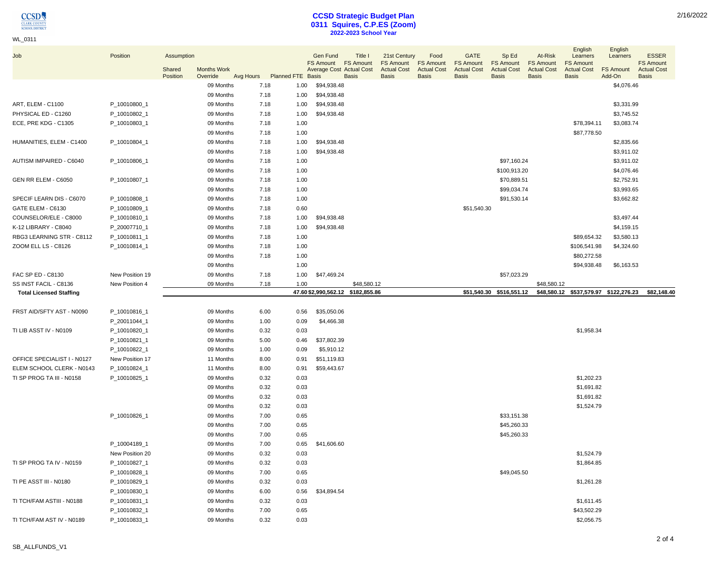WL_0311

# CCSD Strategic Budget Plan
## 0311 Squires, C.P.ES (Zoom)
### 2022-2023 School Year

2/16/2022

| Job | Position | Assumption Shared Position | Months Work Override | Avg Hours | Planned FTE | Gen Fund FS Amount Average Cost Basis | Title I FS Amount Actual Cost Basis | 21st Century FS Amount Actual Cost Basis | Food FS Amount Actual Cost Basis | GATE FS Amount Actual Cost Basis | Sp Ed FS Amount Actual Cost Basis | At-Risk FS Amount Actual Cost Basis | English Learners FS Amount Actual Cost Basis | English Learners FS Amount Add-On | ESSER FS Amount Actual Cost Basis |
|---|---|---|---|---|---|---|---|---|---|---|---|---|---|---|---|
| | | | 09 Months | 7.18 | 1.00 | $94,938.48 | | | | | | | | $4,076.46 | |
| | | | 09 Months | 7.18 | 1.00 | $94,938.48 | | | | | | | | | |
| ART, ELEM - C1100 | P_10010800_1 | | 09 Months | 7.18 | 1.00 | $94,938.48 | | | | | | | | $3,331.99 | |
| PHYSICAL ED - C1260 | P_10010802_1 | | 09 Months | 7.18 | 1.00 | $94,938.48 | | | | | | | | $3,745.52 | |
| ECE, PRE KDG - C1305 | P_10010803_1 | | 09 Months | 7.18 | 1.00 | | | | | | | | $78,394.11 | $3,083.74 | |
| | | | 09 Months | 7.18 | 1.00 | | | | | | | | $87,778.50 | | |
| HUMANITIES, ELEM - C1400 | P_10010804_1 | | 09 Months | 7.18 | 1.00 | $94,938.48 | | | | | | | | $2,835.66 | |
| | | | 09 Months | 7.18 | 1.00 | $94,938.48 | | | | | | | | $3,911.02 | |
| AUTISM IMPAIRED - C6040 | P_10010806_1 | | 09 Months | 7.18 | 1.00 | | | | | | $97,160.24 | | | $3,911.02 | |
| | | | 09 Months | 7.18 | 1.00 | | | | | | $100,913.20 | | | $4,076.46 | |
| GEN RR ELEM - C6050 | P_10010807_1 | | 09 Months | 7.18 | 1.00 | | | | | | $70,889.51 | | | $2,752.91 | |
| | | | 09 Months | 7.18 | 1.00 | | | | | | $99,034.74 | | | $3,993.65 | |
| SPECIF LEARN DIS - C6070 | P_10010808_1 | | 09 Months | 7.18 | 1.00 | | | | | | $91,530.14 | | | $3,662.82 | |
| GATE ELEM - C6130 | P_10010809_1 | | 09 Months | 7.18 | 0.60 | | | | | $51,540.30 | | | | | |
| COUNSELOR/ELE - C8000 | P_10010810_1 | | 09 Months | 7.18 | 1.00 | $94,938.48 | | | | | | | | $3,497.44 | |
| K-12 LIBRARY - C8040 | P_20007710_1 | | 09 Months | 7.18 | 1.00 | $94,938.48 | | | | | | | | $4,159.15 | |
| RBG3 LEARNING STR - C8112 | P_10010811_1 | | 09 Months | 7.18 | 1.00 | | | | | | | | $89,654.32 | $3,580.13 | |
| ZOOM ELL LS - C8126 | P_10010814_1 | | 09 Months | 7.18 | 1.00 | | | | | | | | $106,541.98 | $4,324.60 | |
| | | | 09 Months | 7.18 | 1.00 | | | | | | | | $80,272.58 | | |
| | | | 09 Months | | 1.00 | | | | | | | | $94,938.48 | $6,163.53 | |
| FAC SP ED - C8130 | New Position 19 | | 09 Months | 7.18 | 1.00 | $47,469.24 | | | | | $57,023.29 | | | | |
| SS INST FACIL - C8136 | New Position 4 | | 09 Months | 7.18 | 1.00 | | $48,580.12 | | | | | $48,580.12 | | | |
| **Total Licensed Staffing** | | | | | 47.60 | $2,990,562.12 | $182,855.86 | | | $51,540.30 | $516,551.12 | $48,580.12 | $537,579.97 | $122,276.23 | $82,148.40 |
| FRST AID/SFTY AST - N0090 | P_10010816_1 | | 09 Months | 6.00 | 0.56 | $35,050.06 | | | | | | | | | |
| | P_20011044_1 | | 09 Months | 1.00 | 0.09 | $4,466.38 | | | | | | | | | |
| TI LIB ASST IV - N0109 | P_10010820_1 | | 09 Months | 0.32 | 0.03 | | | | | | | | $1,958.34 | | |
| | P_10010821_1 | | 09 Months | 5.00 | 0.46 | $37,802.39 | | | | | | | | | |
| | P_10010822_1 | | 09 Months | 1.00 | 0.09 | $5,910.12 | | | | | | | | | |
| OFFICE SPECIALIST I - N0127 | New Position 17 | | 11 Months | 8.00 | 0.91 | $51,119.83 | | | | | | | | | |
| ELEM SCHOOL CLERK - N0143 | P_10010824_1 | | 11 Months | 8.00 | 0.91 | $59,443.67 | | | | | | | | | |
| TI SP PROG TA III - N0158 | P_10010825_1 | | 09 Months | 0.32 | 0.03 | | | | | | | | $1,202.23 | | |
| | | | 09 Months | 0.32 | 0.03 | | | | | | | | $1,691.82 | | |
| | | | 09 Months | 0.32 | 0.03 | | | | | | | | $1,691.82 | | |
| | | | 09 Months | 0.32 | 0.03 | | | | | | | | $1,524.79 | | |
| | P_10010826_1 | | 09 Months | 7.00 | 0.65 | | | | | | $33,151.38 | | | | |
| | | | 09 Months | 7.00 | 0.65 | | | | | | $45,260.33 | | | | |
| | | | 09 Months | 7.00 | 0.65 | | | | | | $45,260.33 | | | | |
| | P_10004189_1 | | 09 Months | 7.00 | 0.65 | $41,606.60 | | | | | | | | | |
| | New Position 20 | | 09 Months | 0.32 | 0.03 | | | | | | | | $1,524.79 | | |
| TI SP PROG TA IV - N0159 | P_10010827_1 | | 09 Months | 0.32 | 0.03 | | | | | | | | $1,864.85 | | |
| | P_10010828_1 | | 09 Months | 7.00 | 0.65 | | | | | | $49,045.50 | | | | |
| TI PE ASST III - N0180 | P_10010829_1 | | 09 Months | 0.32 | 0.03 | | | | | | | | $1,261.28 | | |
| | P_10010830_1 | | 09 Months | 6.00 | 0.56 | $34,894.54 | | | | | | | | | |
| TI TCH/FAM ASTIII - N0188 | P_10010831_1 | | 09 Months | 0.32 | 0.03 | | | | | | | | $1,611.45 | | |
| | P_10010832_1 | | 09 Months | 7.00 | 0.65 | | | | | | | | $43,502.29 | | |
| TI TCH/FAM AST IV - N0189 | P_10010833_1 | | 09 Months | 0.32 | 0.03 | | | | | | | | $2,056.75 | | |

SB_ALLFUNDS_V1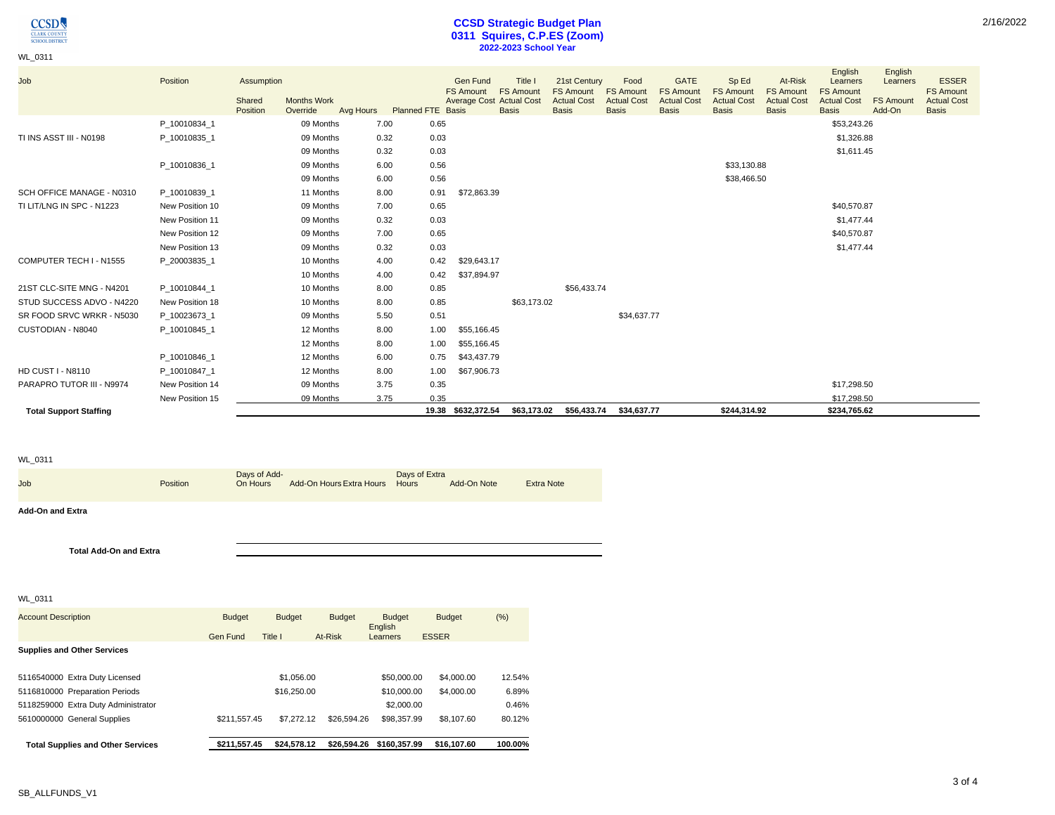# CCSD Strategic Budget Plan
## 0311 Squires, C.P.ES (Zoom)
### 2022-2023 School Year

WL_0311

| Job | Position | Assumption Shared Position | Months Work Override | Avg Hours | Planned FTE | Gen Fund FS Amount Average Cost Basis | Title I FS Amount Actual Cost Basis | 21st Century FS Amount Actual Cost Basis | Food FS Amount Actual Cost Basis | GATE FS Amount Actual Cost Basis | Sp Ed FS Amount Actual Cost Basis | At-Risk FS Amount Actual Cost Basis | English Learners FS Amount Actual Cost Basis | English Learners FS Amount Add-On | ESSER FS Amount Actual Cost Basis |
|---|---|---|---|---|---|---|---|---|---|---|---|---|---|---|---|
| | P_10010834_1 | | 09 Months | 7.00 | 0.65 | | | | | | | | $53,243.26 | | |
| TI INS ASST III - N0198 | P_10010835_1 | | 09 Months | 0.32 | 0.03 | | | | | | | | $1,326.88 | | |
| | | | 09 Months | 0.32 | 0.03 | | | | | | | | $1,611.45 | | |
| | P_10010836_1 | | 09 Months | 6.00 | 0.56 | | | | | | $33,130.88 | | | | |
| | | | 09 Months | 6.00 | 0.56 | | | | | | $38,466.50 | | | | |
| SCH OFFICE MANAGE - N0310 | P_10010839_1 | | 11 Months | 8.00 | 0.91 | $72,863.39 | | | | | | | | | |
| TI LIT/LNG IN SPC - N1223 | New Position 10 | | 09 Months | 7.00 | 0.65 | | | | | | | | $40,570.87 | | |
| | New Position 11 | | 09 Months | 0.32 | 0.03 | | | | | | | | $1,477.44 | | |
| | New Position 12 | | 09 Months | 7.00 | 0.65 | | | | | | | | $40,570.87 | | |
| | New Position 13 | | 09 Months | 0.32 | 0.03 | | | | | | | | $1,477.44 | | |
| COMPUTER TECH I - N1555 | P_20003835_1 | | 10 Months | 4.00 | 0.42 | $29,643.17 | | | | | | | | | |
| | | | 10 Months | 4.00 | 0.42 | $37,894.97 | | | | | | | | | |
| 21ST CLC-SITE MNG - N4201 | P_10010844_1 | | 10 Months | 8.00 | 0.85 | | | $56,433.74 | | | | | | | |
| STUD SUCCESS ADVO - N4220 | New Position 18 | | 10 Months | 8.00 | 0.85 | | $63,173.02 | | | | | | | | |
| SR FOOD SRVC WRKR - N5030 | P_10023673_1 | | 09 Months | 5.50 | 0.51 | | | | $34,637.77 | | | | | | |
| CUSTODIAN - N8040 | P_10010845_1 | | 12 Months | 8.00 | 1.00 | $55,166.45 | | | | | | | | | |
| | | | 12 Months | 8.00 | 1.00 | $55,166.45 | | | | | | | | | |
| | P_10010846_1 | | 12 Months | 6.00 | 0.75 | $43,437.79 | | | | | | | | | |
| HD CUST I - N8110 | P_10010847_1 | | 12 Months | 8.00 | 1.00 | $67,906.73 | | | | | | | | | |
| PARAPRO TUTOR III - N9974 | New Position 14 | | 09 Months | 3.75 | 0.35 | | | | | | | | $17,298.50 | | |
| | New Position 15 | | 09 Months | 3.75 | 0.35 | | | | | | | | $17,298.50 | | |
| **Total Support Staffing** | | | | | 19.38 | $632,372.54 | $63,173.02 | $56,433.74 | $34,637.77 | | $244,314.92 | | $234,765.62 | | |

WL_0311

| Job | Position | Days of Add-On Hours | Add-On Hours | Extra Hours | Days of Extra Hours | Add-On Note | Extra Note |
|---|---|---|---|---|---|---|---|
| **Add-On and Extra** | | | | | | | |
| **Total Add-On and Extra** | | | | | | | |

WL_0311

| Account Description | Budget Gen Fund | Budget Title I | Budget At-Risk | Budget English Learners | Budget ESSER | (%) |
|---|---|---|---|---|---|---|
| **Supplies and Other Services** | | | | | | |
| 5116540000 Extra Duty Licensed | | $1,056.00 | | $50,000.00 | $4,000.00 | 12.54% |
| 5116810000 Preparation Periods | | $16,250.00 | | $10,000.00 | $4,000.00 | 6.89% |
| 5118259000 Extra Duty Administrator | | | | $2,000.00 | | 0.46% |
| 5610000000 General Supplies | $211,557.45 | $7,272.12 | $26,594.26 | $98,357.99 | $8,107.60 | 80.12% |
| **Total Supplies and Other Services** | $211,557.45 | $24,578.12 | $26,594.26 | $160,357.99 | $16,107.60 | 100.00% |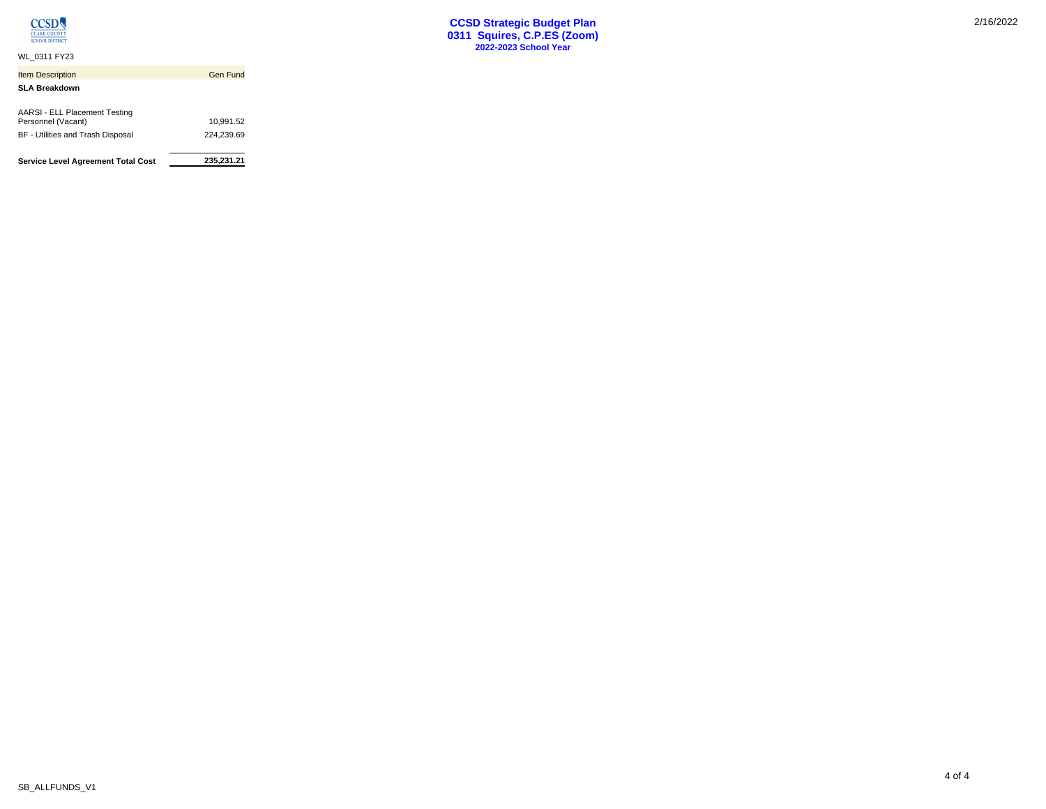**CCSD Strategic Budget Plan**
**0311 Squires, C.P.ES (Zoom)**
**2022-2023 School Year**

2/16/2022

WL_0311 FY23

| Item Description | Gen Fund |
| --- | --- |
| **SLA Breakdown** | |
| AARSI - ELL Placement Testing Personnel (Vacant) | 10,991.52 |
| BF - Utilities and Trash Disposal | 224,239.69 |
| **Service Level Agreement Total Cost** | **235,231.21** |

SB_ALLFUNDS_V1